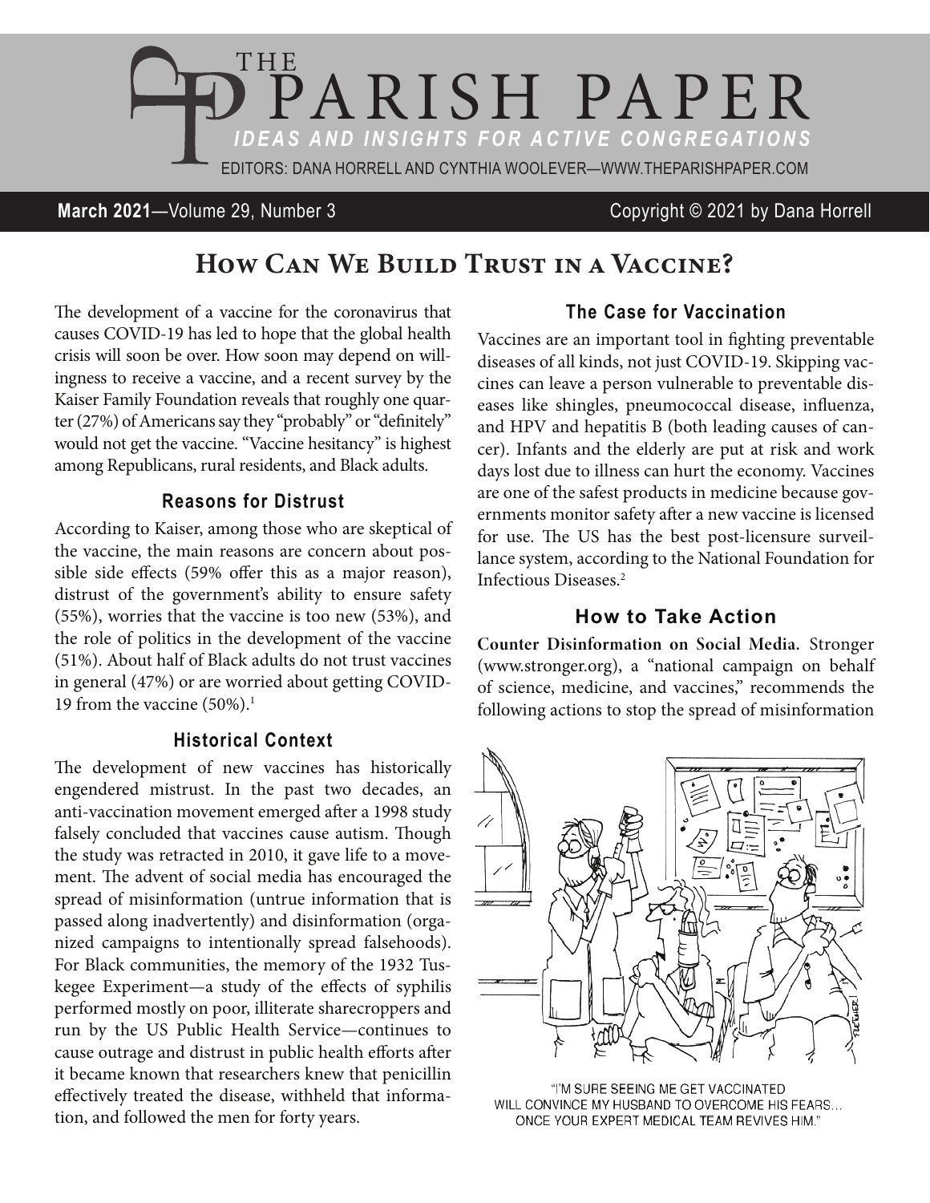# THE PARISH PAPER

*IDEAS AND INSIGHTS FOR ACTIVE CONGREGATIONS*

EDITORS: DANA HORRELL AND CYNTHIA WOOLEVER—WWW.THEPARISHPAPER.COM

**March 2021**—Volume 29, Number 3 Copyright © 2021 by Dana Horrell

## How Can We Build Trust in a Vaccine?

The development of a vaccine for the coronavirus that causes COVID-19 has led to hope that the global health crisis will soon be over. How soon may depend on willingness to receive a vaccine, and a recent survey by the Kaiser Family Foundation reveals that roughly one quarter (27%) of Americans say they "probably" or "definitely" would not get the vaccine. "Vaccine hesitancy" is highest among Republicans, rural residents, and Black adults.

### Reasons for Distrust

According to Kaiser, among those who are skeptical of the vaccine, the main reasons are concern about possible side effects (59% offer this as a major reason), distrust of the government's ability to ensure safety (55%), worries that the vaccine is too new (53%), and the role of politics in the development of the vaccine (51%). About half of Black adults do not trust vaccines in general (47%) or are worried about getting COVID-19 from the vaccine (50%).[1]

### Historical Context

The development of new vaccines has historically engendered mistrust. In the past two decades, an anti-vaccination movement emerged after a 1998 study falsely concluded that vaccines cause autism. Though the study was retracted in 2010, it gave life to a movement. The advent of social media has encouraged the spread of misinformation (untrue information that is passed along inadvertently) and disinformation (organized campaigns to intentionally spread falsehoods). For Black communities, the memory of the 1932 Tuskegee Experiment—a study of the effects of syphilis performed mostly on poor, illiterate sharecroppers and run by the US Public Health Service—continues to cause outrage and distrust in public health efforts after it became known that researchers knew that penicillin effectively treated the disease, withheld that information, and followed the men for forty years.

### The Case for Vaccination

Vaccines are an important tool in fighting preventable diseases of all kinds, not just COVID-19. Skipping vaccines can leave a person vulnerable to preventable diseases like shingles, pneumococcal disease, influenza, and HPV and hepatitis B (both leading causes of cancer). Infants and the elderly are put at risk and work days lost due to illness can hurt the economy. Vaccines are one of the safest products in medicine because governments monitor safety after a new vaccine is licensed for use. The US has the best post-licensure surveillance system, according to the National Foundation for Infectious Diseases.[2]

### How to Take Action

**Counter Disinformation on Social Media.** Stronger (www.stronger.org), a "national campaign on behalf of science, medicine, and vaccines," recommends the following actions to stop the spread of misinformation

"I'M SURE SEEING ME GET VACCINATED WILL CONVINCE MY HUSBAND TO OVERCOME HIS FEARS… ONCE YOUR EXPERT MEDICAL TEAM REVIVES HIM."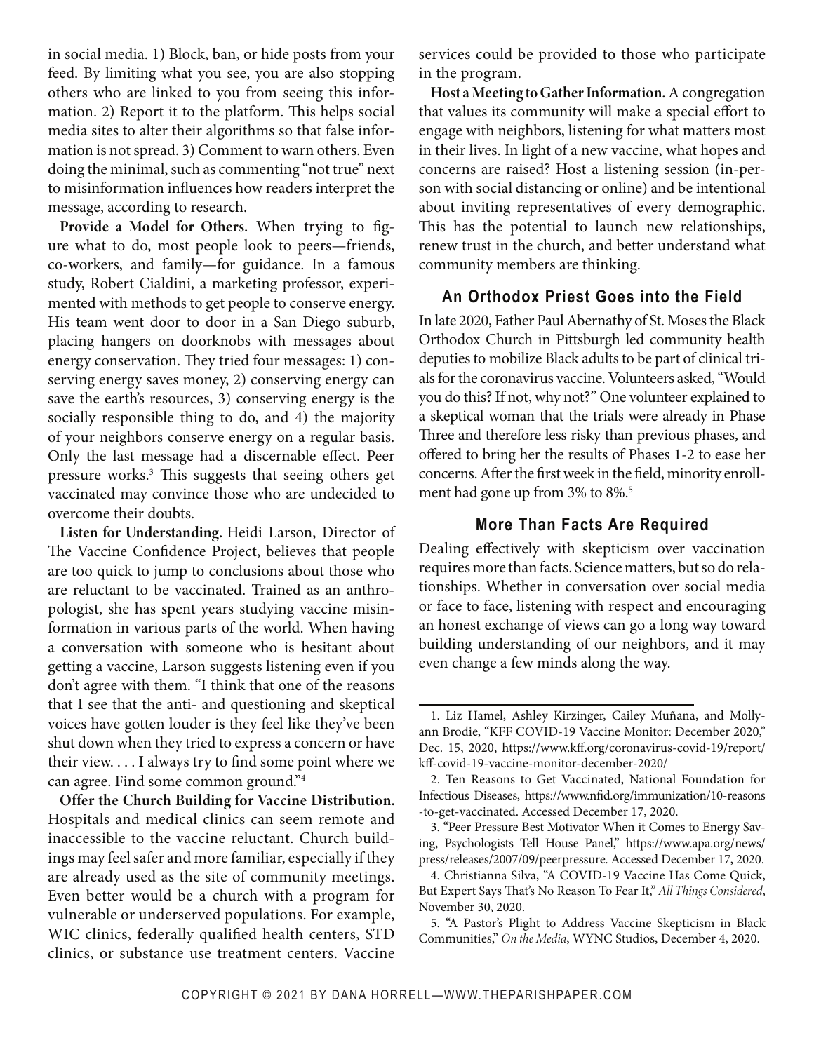in social media. 1) Block, ban, or hide posts from your feed. By limiting what you see, you are also stopping others who are linked to you from seeing this information. 2) Report it to the platform. This helps social media sites to alter their algorithms so that false information is not spread. 3) Comment to warn others. Even doing the minimal, such as commenting "not true" next to misinformation influences how readers interpret the message, according to research.

**Provide a Model for Others.** When trying to figure what to do, most people look to peers—friends, co-workers, and family—for guidance. In a famous study, Robert Cialdini, a marketing professor, experimented with methods to get people to conserve energy. His team went door to door in a San Diego suburb, placing hangers on doorknobs with messages about energy conservation. They tried four messages: 1) conserving energy saves money, 2) conserving energy can save the earth's resources, 3) conserving energy is the socially responsible thing to do, and 4) the majority of your neighbors conserve energy on a regular basis. Only the last message had a discernable effect. Peer pressure works.[3] This suggests that seeing others get vaccinated may convince those who are undecided to overcome their doubts.

**Listen for Understanding.** Heidi Larson, Director of The Vaccine Confidence Project, believes that people are too quick to jump to conclusions about those who are reluctant to be vaccinated. Trained as an anthropologist, she has spent years studying vaccine misinformation in various parts of the world. When having a conversation with someone who is hesitant about getting a vaccine, Larson suggests listening even if you don't agree with them. "I think that one of the reasons that I see that the anti- and questioning and skeptical voices have gotten louder is they feel like they've been shut down when they tried to express a concern or have their view. . . . I always try to find some point where we can agree. Find some common ground."[4]

**Offer the Church Building for Vaccine Distribution.** Hospitals and medical clinics can seem remote and inaccessible to the vaccine reluctant. Church buildings may feel safer and more familiar, especially if they are already used as the site of community meetings. Even better would be a church with a program for vulnerable or underserved populations. For example, WIC clinics, federally qualified health centers, STD clinics, or substance use treatment centers. Vaccine services could be provided to those who participate in the program.

**Host a Meeting to Gather Information.** A congregation that values its community will make a special effort to engage with neighbors, listening for what matters most in their lives. In light of a new vaccine, what hopes and concerns are raised? Host a listening session (in-person with social distancing or online) and be intentional about inviting representatives of every demographic. This has the potential to launch new relationships, renew trust in the church, and better understand what community members are thinking.

## An Orthodox Priest Goes into the Field

In late 2020, Father Paul Abernathy of St. Moses the Black Orthodox Church in Pittsburgh led community health deputies to mobilize Black adults to be part of clinical trials for the coronavirus vaccine. Volunteers asked, "Would you do this? If not, why not?" One volunteer explained to a skeptical woman that the trials were already in Phase Three and therefore less risky than previous phases, and offered to bring her the results of Phases 1-2 to ease her concerns. After the first week in the field, minority enrollment had gone up from 3% to 8%.[5]

## More Than Facts Are Required

Dealing effectively with skepticism over vaccination requires more than facts. Science matters, but so do relationships. Whether in conversation over social media or face to face, listening with respect and encouraging an honest exchange of views can go a long way toward building understanding of our neighbors, and it may even change a few minds along the way.

---

1. Liz Hamel, Ashley Kirzinger, Cailey Muñana, and Mollyann Brodie, "KFF COVID-19 Vaccine Monitor: December 2020," Dec. 15, 2020, https://www.kff.org/coronavirus-covid-19/report/kff-covid-19-vaccine-monitor-december-2020/

2. Ten Reasons to Get Vaccinated, National Foundation for Infectious Diseases, https://www.nfid.org/immunization/10-reasons-to-get-vaccinated. Accessed December 17, 2020.

3. "Peer Pressure Best Motivator When it Comes to Energy Saving, Psychologists Tell House Panel," https://www.apa.org/news/press/releases/2007/09/peerpressure. Accessed December 17, 2020.

4. Christianna Silva, "A COVID-19 Vaccine Has Come Quick, But Expert Says That's No Reason To Fear It," *All Things Considered*, November 30, 2020.

5. "A Pastor's Plight to Address Vaccine Skepticism in Black Communities," *On the Media*, WYNC Studios, December 4, 2020.

COPYRIGHT © 2021 BY DANA HORRELL—WWW.THEPARISHPAPER.COM